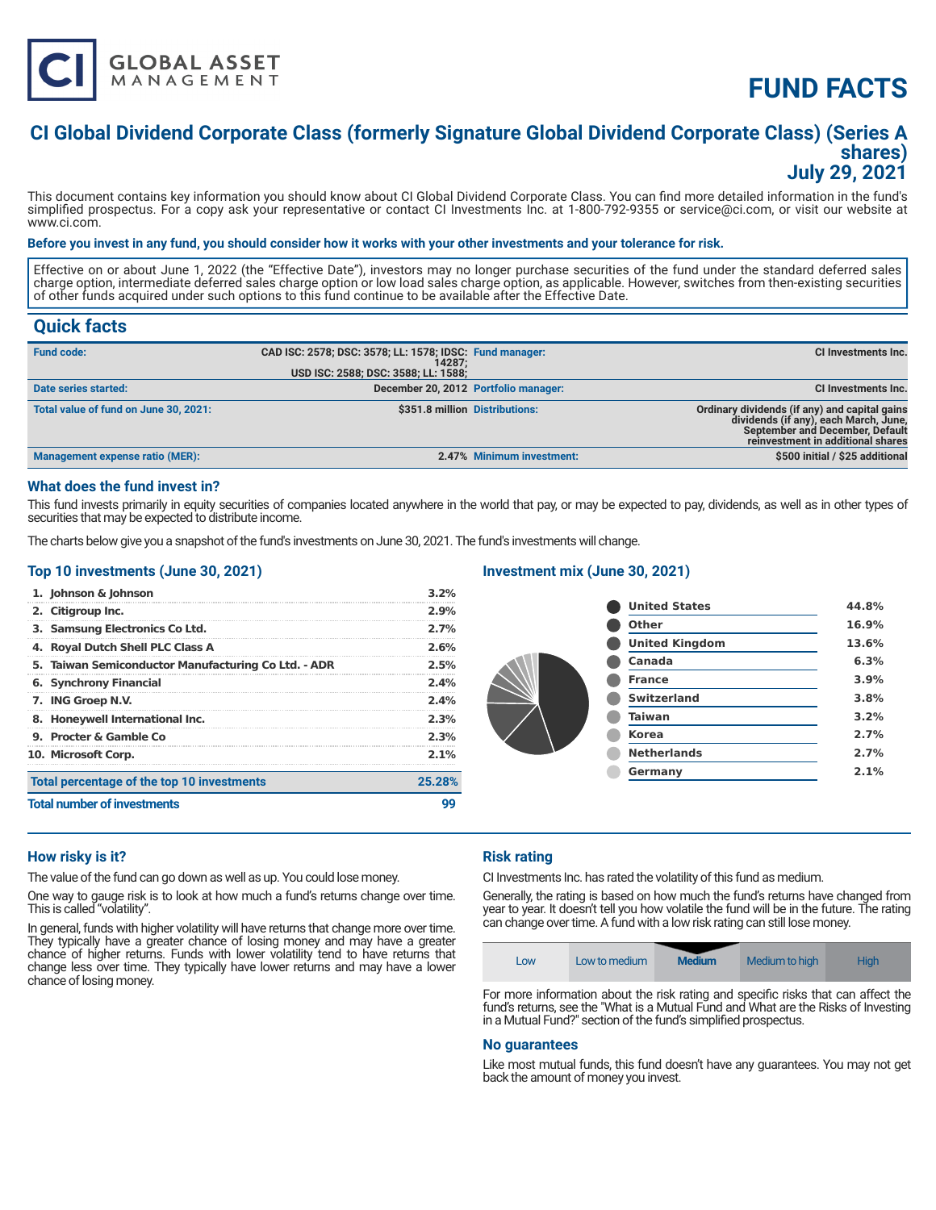# FUND FACTS

## CI Global Dividend Corporate Class (formerly Signature Global Dividend Corporate Class) (Series A shares)
## July 29, 2021

This document contains key information you should know about CI Global Dividend Corporate Class. You can find more detailed information in the fund's simplified prospectus. For a copy ask your representative or contact CI Investments Inc. at 1-800-792-9355 or service@ci.com, or visit our website at www.ci.com.

**Before you invest in any fund, you should consider how it works with your other investments and your tolerance for risk.**

Effective on or about June 1, 2022 (the "Effective Date"), investors may no longer purchase securities of the fund under the standard deferred sales charge option, intermediate deferred sales charge option or low load sales charge option, as applicable. However, switches from then-existing securities of other funds acquired under such options to this fund continue to be available after the Effective Date.

## Quick facts

| | | | |
|---|---|---|---|
| **Fund code:** | CAD ISC: 2578; DSC: 3578; LL: 1578; IDSC: 14287; USD ISC: 2588; DSC: 3588; LL: 1588; | **Fund manager:** | CI Investments Inc. |
| **Date series started:** | December 20, 2012 | **Portfolio manager:** | CI Investments Inc. |
| **Total value of fund on June 30, 2021:** | $351.8 million | **Distributions:** | Ordinary dividends (if any) and capital gains dividends (if any), each March, June, September and December, Default reinvestment in additional shares |
| **Management expense ratio (MER):** | 2.47% | **Minimum investment:** | $500 initial / $25 additional |

### What does the fund invest in?

This fund invests primarily in equity securities of companies located anywhere in the world that pay, or may be expected to pay, dividends, as well as in other types of securities that may be expected to distribute income.

The charts below give you a snapshot of the fund's investments on June 30, 2021. The fund's investments will change.

### Top 10 investments (June 30, 2021)

| | |
|---|---|
| 1. Johnson & Johnson | 3.2% |
| 2. Citigroup Inc. | 2.9% |
| 3. Samsung Electronics Co Ltd. | 2.7% |
| 4. Royal Dutch Shell PLC Class A | 2.6% |
| 5. Taiwan Semiconductor Manufacturing Co Ltd. - ADR | 2.5% |
| 6. Synchrony Financial | 2.4% |
| 7. ING Groep N.V. | 2.4% |
| 8. Honeywell International Inc. | 2.3% |
| 9. Procter & Gamble Co | 2.3% |
| 10. Microsoft Corp. | 2.1% |
| **Total percentage of the top 10 investments** | **25.28%** |
| **Total number of investments** | **99** |

### Investment mix (June 30, 2021)

| | |
|---|---|
| United States | 44.8% |
| Other | 16.9% |
| United Kingdom | 13.6% |
| Canada | 6.3% |
| France | 3.9% |
| Switzerland | 3.8% |
| Taiwan | 3.2% |
| Korea | 2.7% |
| Netherlands | 2.7% |
| Germany | 2.1% |

### How risky is it?

The value of the fund can go down as well as up. You could lose money.

One way to gauge risk is to look at how much a fund's returns change over time. This is called "volatility".

In general, funds with higher volatility will have returns that change more over time. They typically have a greater chance of losing money and may have a greater chance of higher returns. Funds with lower volatility tend to have returns that change less over time. They typically have lower returns and may have a lower chance of losing money.

### Risk rating

CI Investments Inc. has rated the volatility of this fund as medium.

Generally, the rating is based on how much the fund's returns have changed from year to year. It doesn't tell you how volatile the fund will be in the future. The rating can change over time. A fund with a low risk rating can still lose money.

| Low | Low to medium | **Medium** | Medium to high | High |
|---|---|---|---|---|

For more information about the risk rating and specific risks that can affect the fund's returns, see the "What is a Mutual Fund and What are the Risks of Investing in a Mutual Fund?" section of the fund's simplified prospectus.

### No guarantees

Like most mutual funds, this fund doesn't have any guarantees. You may not get back the amount of money you invest.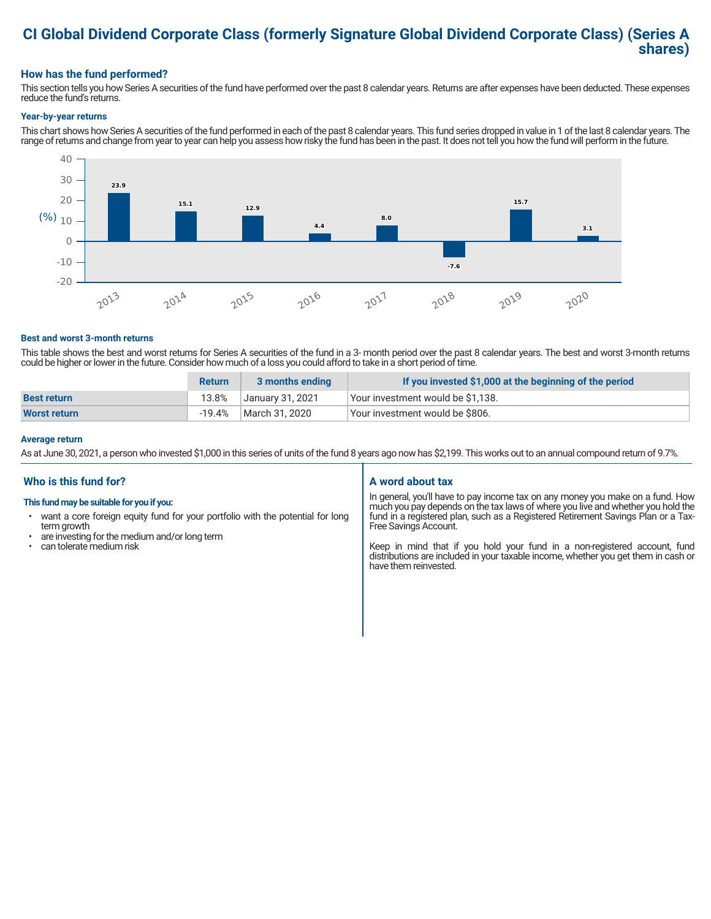# CI Global Dividend Corporate Class (formerly Signature Global Dividend Corporate Class) (Series A shares)

## How has the fund performed?

This section tells you how Series A securities of the fund have performed over the past 8 calendar years. Returns are after expenses have been deducted. These expenses reduce the fund's returns.

### Year-by-year returns

This chart shows how Series A securities of the fund performed in each of the past 8 calendar years. This fund series dropped in value in 1 of the last 8 calendar years. The range of returns and change from year to year can help you assess how risky the fund has been in the past. It does not tell you how the fund will perform in the future.

| Year | 2013 | 2014 | 2015 | 2016 | 2017 | 2018 | 2019 | 2020 |
|---|---|---|---|---|---|---|---|---|
| (%) | 23.9 | 15.1 | 12.9 | 4.4 | 8.0 | -7.6 | 15.7 | 3.1 |

### Best and worst 3-month returns

This table shows the best and worst returns for Series A securities of the fund in a 3- month period over the past 8 calendar years. The best and worst 3-month returns could be higher or lower in the future. Consider how much of a loss you could afford to take in a short period of time.

| | Return | 3 months ending | If you invested $1,000 at the beginning of the period |
|---|---|---|---|
| **Best return** | 13.8% | January 31, 2021 | Your investment would be $1,138. |
| **Worst return** | -19.4% | March 31, 2020 | Your investment would be $806. |

### Average return

As at June 30, 2021, a person who invested $1,000 in this series of units of the fund 8 years ago now has $2,199. This works out to an annual compound return of 9.7%.

## Who is this fund for?

**This fund may be suitable for you if you:**

- want a core foreign equity fund for your portfolio with the potential for long term growth
- are investing for the medium and/or long term
- can tolerate medium risk

## A word about tax

In general, you'll have to pay income tax on any money you make on a fund. How much you pay depends on the tax laws of where you live and whether you hold the fund in a registered plan, such as a Registered Retirement Savings Plan or a Tax-Free Savings Account.

Keep in mind that if you hold your fund in a non-registered account, fund distributions are included in your taxable income, whether you get them in cash or have them reinvested.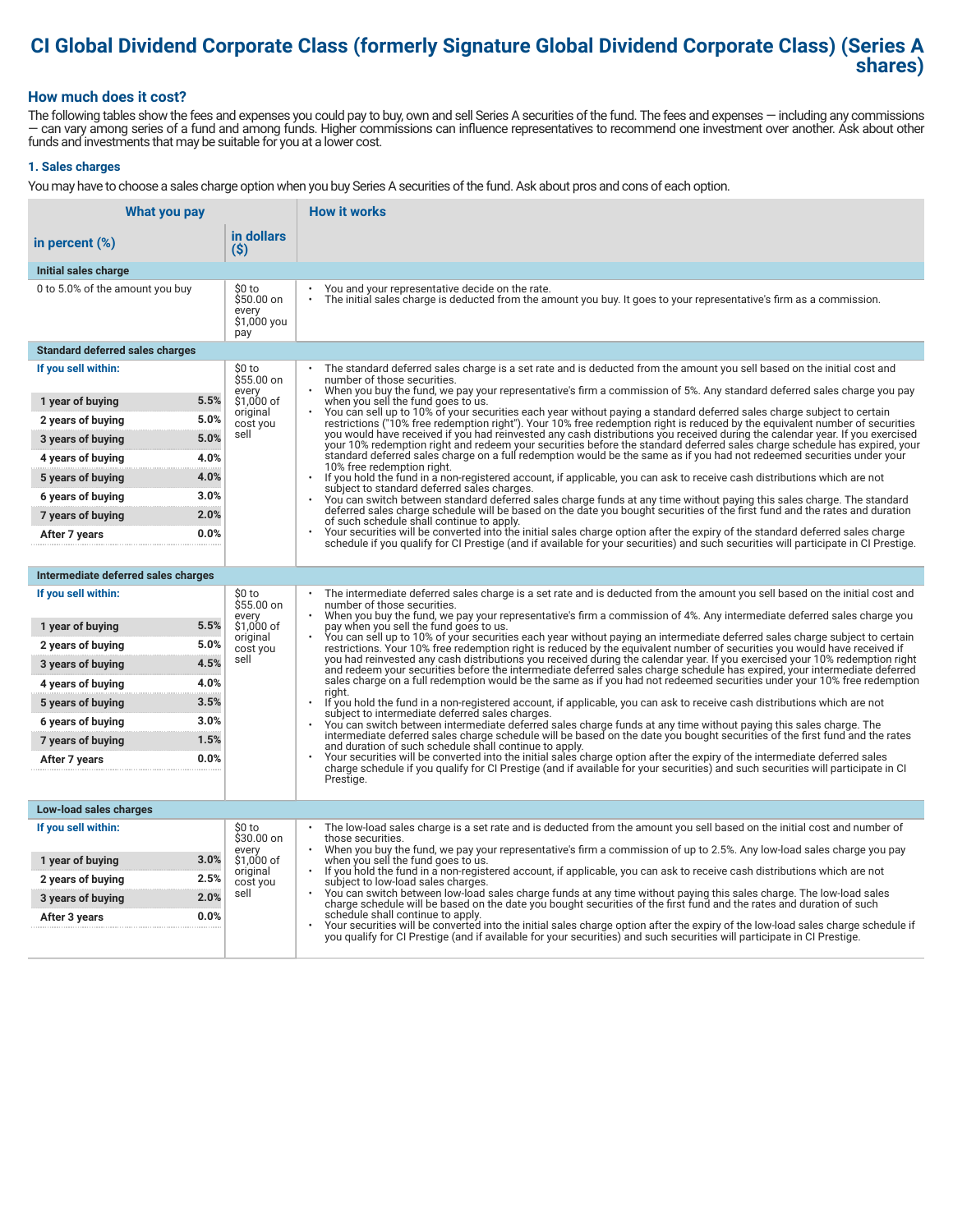# CI Global Dividend Corporate Class (formerly Signature Global Dividend Corporate Class) (Series A shares)

## How much does it cost?

The following tables show the fees and expenses you could pay to buy, own and sell Series A securities of the fund. The fees and expenses — including any commissions — can vary among series of a fund and among funds. Higher commissions can influence representatives to recommend one investment over another. Ask about other funds and investments that may be suitable for you at a lower cost.

### 1. Sales charges

You may have to choose a sales charge option when you buy Series A securities of the fund. Ask about pros and cons of each option.

| What you pay | | | How it works |
|---|---|---|---|
| in percent (%) | | in dollars ($) | |
| **Initial sales charge** | | | |
| 0 to 5.0% of the amount you buy | | $0 to $50.00 on every $1,000 you pay | • You and your representative decide on the rate.<br>• The initial sales charge is deducted from the amount you buy. It goes to your representative's firm as a commission. |
| **Standard deferred sales charges** | | | |
| **If you sell within:** | | $0 to $55.00 on every $1,000 of original cost you sell | • The standard deferred sales charge is a set rate and is deducted from the amount you sell based on the initial cost and number of those securities.<br>• When you buy the fund, we pay your representative's firm a commission of 5%. Any standard deferred sales charge you pay when you sell the fund goes to us.<br>• You can sell up to 10% of your securities each year without paying a standard deferred sales charge subject to certain restrictions ("10% free redemption right"). Your 10% free redemption right is reduced by the equivalent number of securities you would have received if you had reinvested any cash distributions you received during the calendar year. If you exercised your 10% redemption right and redeem your securities before the standard deferred sales charge schedule has expired, your standard deferred sales charge on a full redemption would be the same as if you had not redeemed securities under your 10% free redemption right.<br>• If you hold the fund in a non-registered account, if applicable, you can ask to receive cash distributions which are not subject to standard deferred sales charges.<br>• You can switch between standard deferred sales charge funds at any time without paying this sales charge. The standard deferred sales charge schedule will be based on the date you bought securities of the first fund and the rates and duration of such schedule shall continue to apply.<br>• Your securities will be converted into the initial sales charge option after the expiry of the standard deferred sales charge schedule if you qualify for CI Prestige (and if available for your securities) and such securities will participate in CI Prestige. |
| **1 year of buying** | **5.5%** | | |
| **2 years of buying** | **5.0%** | | |
| **3 years of buying** | **5.0%** | | |
| **4 years of buying** | **4.0%** | | |
| **5 years of buying** | **4.0%** | | |
| **6 years of buying** | **3.0%** | | |
| **7 years of buying** | **2.0%** | | |
| **After 7 years** | **0.0%** | | |
| **Intermediate deferred sales charges** | | | |
| **If you sell within:** | | $0 to $55.00 on every $1,000 of original cost you sell | • The intermediate deferred sales charge is a set rate and is deducted from the amount you sell based on the initial cost and number of those securities.<br>• When you buy the fund, we pay your representative's firm a commission of 4%. Any intermediate deferred sales charge you pay when you sell the fund goes to us.<br>• You can sell up to 10% of your securities each year without paying an intermediate deferred sales charge subject to certain restrictions. Your 10% free redemption right is reduced by the equivalent number of securities you would have received if you had reinvested any cash distributions you received during the calendar year. If you exercised your 10% redemption right and redeem your securities before the intermediate deferred sales charge schedule has expired, your intermediate deferred sales charge on a full redemption would be the same as if you had not redeemed securities under your 10% free redemption right.<br>• If you hold the fund in a non-registered account, if applicable, you can ask to receive cash distributions which are not subject to intermediate deferred sales charges.<br>• You can switch between intermediate deferred sales charge funds at any time without paying this sales charge. The intermediate deferred sales charge schedule will be based on the date you bought securities of the first fund and the rates and duration of such schedule shall continue to apply.<br>• Your securities will be converted into the initial sales charge option after the expiry of the intermediate deferred sales charge schedule if you qualify for CI Prestige (and if available for your securities) and such securities will participate in CI Prestige. |
| **1 year of buying** | **5.5%** | | |
| **2 years of buying** | **5.0%** | | |
| **3 years of buying** | **4.5%** | | |
| **4 years of buying** | **4.0%** | | |
| **5 years of buying** | **3.5%** | | |
| **6 years of buying** | **3.0%** | | |
| **7 years of buying** | **1.5%** | | |
| **After 7 years** | **0.0%** | | |
| **Low-load sales charges** | | | |
| **If you sell within:** | | $0 to $30.00 on every $1,000 of original cost you sell | • The low-load sales charge is a set rate and is deducted from the amount you sell based on the initial cost and number of those securities.<br>• When you buy the fund, we pay your representative's firm a commission of up to 2.5%. Any low-load sales charge you pay when you sell the fund goes to us.<br>• If you hold the fund in a non-registered account, if applicable, you can ask to receive cash distributions which are not subject to low-load sales charges.<br>• You can switch between low-load sales charge funds at any time without paying this sales charge. The low-load sales charge schedule will be based on the date you bought securities of the first fund and the rates and duration of such schedule shall continue to apply.<br>• Your securities will be converted into the initial sales charge option after the expiry of the low-load sales charge schedule if you qualify for CI Prestige (and if available for your securities) and such securities will participate in CI Prestige. |
| **1 year of buying** | **3.0%** | | |
| **2 years of buying** | **2.5%** | | |
| **3 years of buying** | **2.0%** | | |
| **After 3 years** | **0.0%** | | |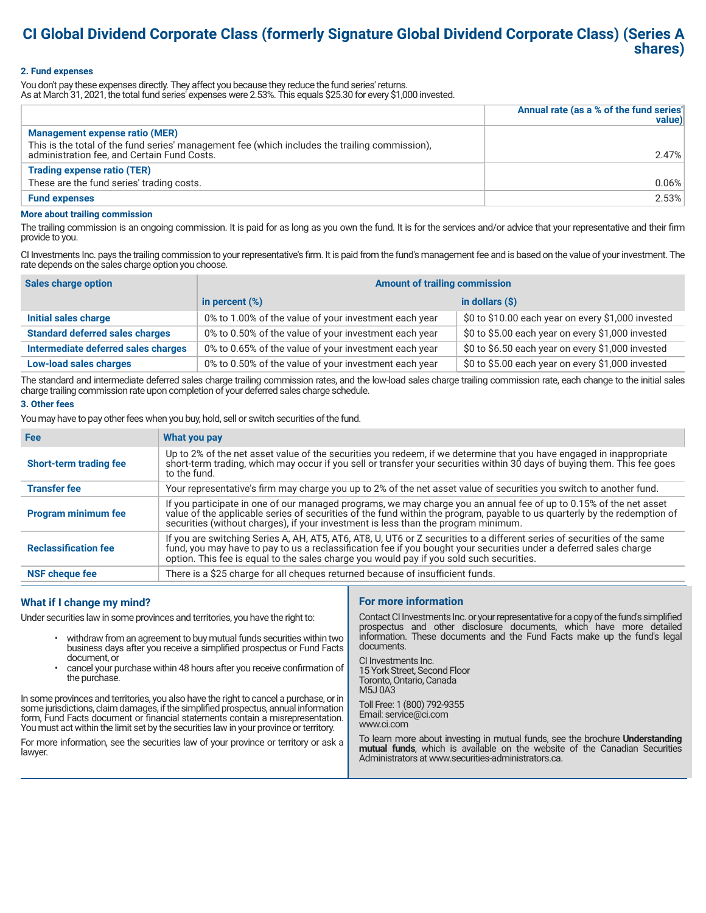# CI Global Dividend Corporate Class (formerly Signature Global Dividend Corporate Class) (Series A shares)

### 2. Fund expenses

You don't pay these expenses directly. They affect you because they reduce the fund series' returns.
As at March 31, 2021, the total fund series' expenses were 2.53%. This equals $25.30 for every $1,000 invested.

| | Annual rate (as a % of the fund series' value) |
|---|---|
| **Management expense ratio (MER)**<br>This is the total of the fund series' management fee (which includes the trailing commission), administration fee, and Certain Fund Costs. | 2.47% |
| **Trading expense ratio (TER)**<br>These are the fund series' trading costs. | 0.06% |
| **Fund expenses** | 2.53% |

#### More about trailing commission

The trailing commission is an ongoing commission. It is paid for as long as you own the fund. It is for the services and/or advice that your representative and their firm provide to you.

CI Investments Inc. pays the trailing commission to your representative's firm. It is paid from the fund's management fee and is based on the value of your investment. The rate depends on the sales charge option you choose.

| Sales charge option | Amount of trailing commission | |
|---|---|---|
| | in percent (%) | in dollars ($) |
| Initial sales charge | 0% to 1.00% of the value of your investment each year | $0 to $10.00 each year on every $1,000 invested |
| Standard deferred sales charges | 0% to 0.50% of the value of your investment each year | $0 to $5.00 each year on every $1,000 invested |
| Intermediate deferred sales charges | 0% to 0.65% of the value of your investment each year | $0 to $6.50 each year on every $1,000 invested |
| Low-load sales charges | 0% to 0.50% of the value of your investment each year | $0 to $5.00 each year on every $1,000 invested |

The standard and intermediate deferred sales charge trailing commission rates, and the low-load sales charge trailing commission rate, each change to the initial sales charge trailing commission rate upon completion of your deferred sales charge schedule.

### 3. Other fees

You may have to pay other fees when you buy, hold, sell or switch securities of the fund.

| Fee | What you pay |
|---|---|
| Short-term trading fee | Up to 2% of the net asset value of the securities you redeem, if we determine that you have engaged in inappropriate short-term trading, which may occur if you sell or transfer your securities within 30 days of buying them. This fee goes to the fund. |
| Transfer fee | Your representative's firm may charge you up to 2% of the net asset value of securities you switch to another fund. |
| Program minimum fee | If you participate in one of our managed programs, we may charge you an annual fee of up to 0.15% of the net asset value of the applicable series of securities of the fund within the program, payable to us quarterly by the redemption of securities (without charges), if your investment is less than the program minimum. |
| Reclassification fee | If you are switching Series A, AH, AT5, AT6, AT8, U, UT6 or Z securities to a different series of securities of the same fund, you may have to pay to us a reclassification fee if you bought your securities under a deferred sales charge option. This fee is equal to the sales charge you would pay if you sold such securities. |
| NSF cheque fee | There is a $25 charge for all cheques returned because of insufficient funds. |

## What if I change my mind?

Under securities law in some provinces and territories, you have the right to:

- withdraw from an agreement to buy mutual funds securities within two business days after you receive a simplified prospectus or Fund Facts document, or
- cancel your purchase within 48 hours after you receive confirmation of the purchase.

In some provinces and territories, you also have the right to cancel a purchase, or in some jurisdictions, claim damages, if the simplified prospectus, annual information form, Fund Facts document or financial statements contain a misrepresentation. You must act within the limit set by the securities law in your province or territory.

For more information, see the securities law of your province or territory or ask a lawyer.

## For more information

Contact CI Investments Inc. or your representative for a copy of the fund's simplified prospectus and other disclosure documents, which have more detailed information. These documents and the Fund Facts make up the fund's legal documents.

CI Investments Inc.
15 York Street, Second Floor
Toronto, Ontario, Canada
M5J 0A3

Toll Free: 1 (800) 792-9355
Email: service@ci.com
www.ci.com

To learn more about investing in mutual funds, see the brochure **Understanding mutual funds**, which is available on the website of the Canadian Securities Administrators at www.securities-administrators.ca.